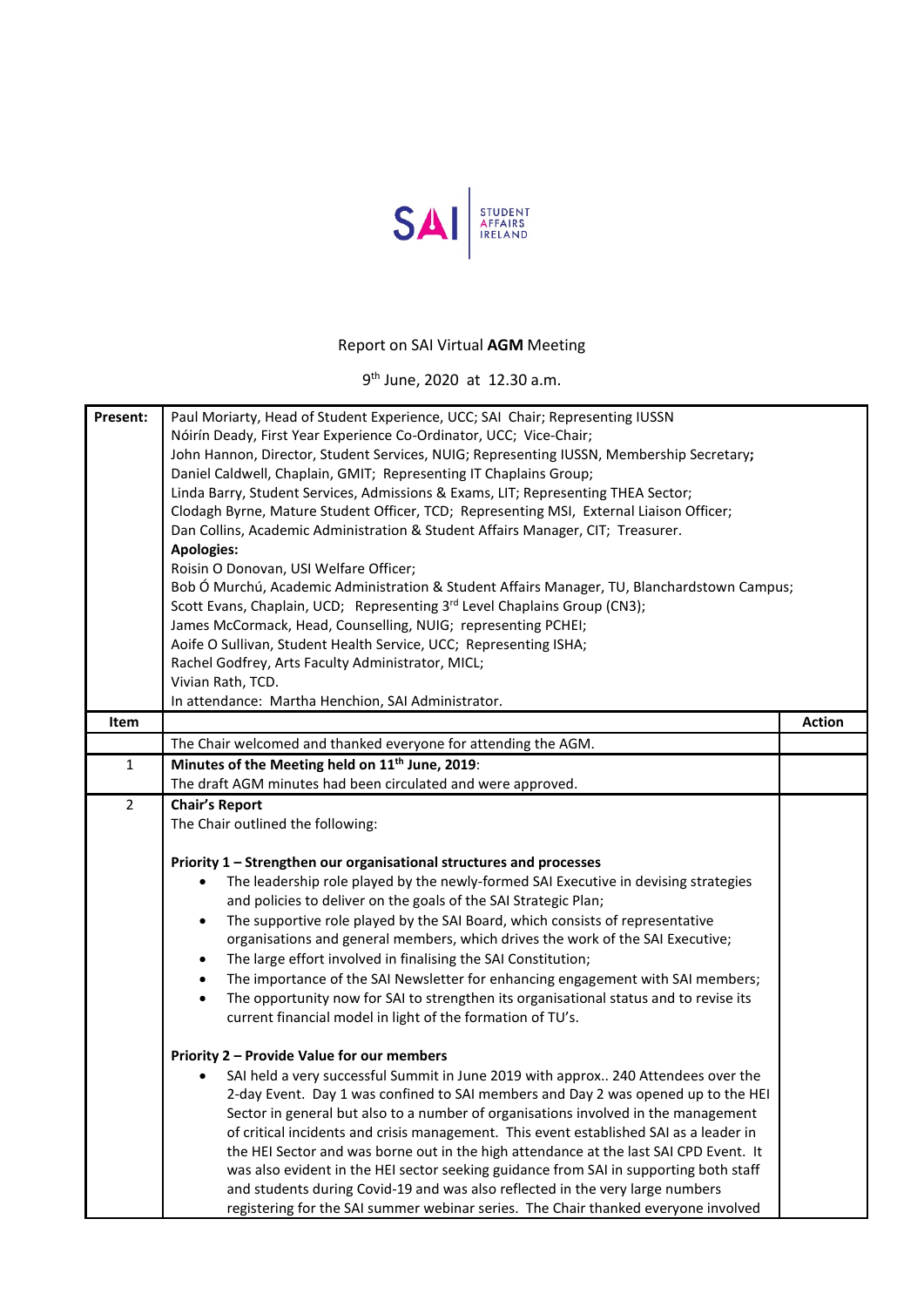SAI | STUDENT AFFAIRS IRELAND

Report on SAI Virtual **AGM** Meeting

9th June, 2020 at 12.30 a.m.

| **Present:** | Paul Moriarty, Head of Student Experience, UCC; SAI Chair; Representing IUSSN<br>Nóirín Deady, First Year Experience Co-Ordinator, UCC; Vice-Chair;<br>John Hannon, Director, Student Services, NUIG; Representing IUSSN, Membership Secretary**;**<br>Daniel Caldwell, Chaplain, GMIT; Representing IT Chaplains Group;<br>Linda Barry, Student Services, Admissions & Exams, LIT; Representing THEA Sector;<br>Clodagh Byrne, Mature Student Officer, TCD; Representing MSI, External Liaison Officer;<br>Dan Collins, Academic Administration & Student Affairs Manager, CIT; Treasurer.<br>**Apologies:**<br>Roisin O Donovan, USI Welfare Officer;<br>Bob Ó Murchú, Academic Administration & Student Affairs Manager, TU, Blanchardstown Campus;<br>Scott Evans, Chaplain, UCD; Representing 3rd Level Chaplains Group (CN3);<br>James McCormack, Head, Counselling, NUIG; representing PCHEI;<br>Aoife O Sullivan, Student Health Service, UCC; Representing ISHA;<br>Rachel Godfrey, Arts Faculty Administrator, MICL;<br>Vivian Rath, TCD.<br>In attendance: Martha Henchion, SAI Administrator. | |
|---|---|---|
| **Item** | | **Action** |
| | The Chair welcomed and thanked everyone for attending the AGM. | |
| 1 | **Minutes of the Meeting held on 11th June, 2019**:<br>The draft AGM minutes had been circulated and were approved. | |
| 2 | **Chair's Report**<br>The Chair outlined the following:<br><br>**Priority 1 – Strengthen our organisational structures and processes**<br>• The leadership role played by the newly-formed SAI Executive in devising strategies and policies to deliver on the goals of the SAI Strategic Plan;<br>• The supportive role played by the SAI Board, which consists of representative organisations and general members, which drives the work of the SAI Executive;<br>• The large effort involved in finalising the SAI Constitution;<br>• The importance of the SAI Newsletter for enhancing engagement with SAI members;<br>• The opportunity now for SAI to strengthen its organisational status and to revise its current financial model in light of the formation of TU's.<br><br>**Priority 2 – Provide Value for our members**<br>• SAI held a very successful Summit in June 2019 with approx.. 240 Attendees over the 2-day Event. Day 1 was confined to SAI members and Day 2 was opened up to the HEI Sector in general but also to a number of organisations involved in the management of critical incidents and crisis management. This event established SAI as a leader in the HEI Sector and was borne out in the high attendance at the last SAI CPD Event. It was also evident in the HEI sector seeking guidance from SAI in supporting both staff and students during Covid-19 and was also reflected in the very large numbers registering for the SAI summer webinar series. The Chair thanked everyone involved | |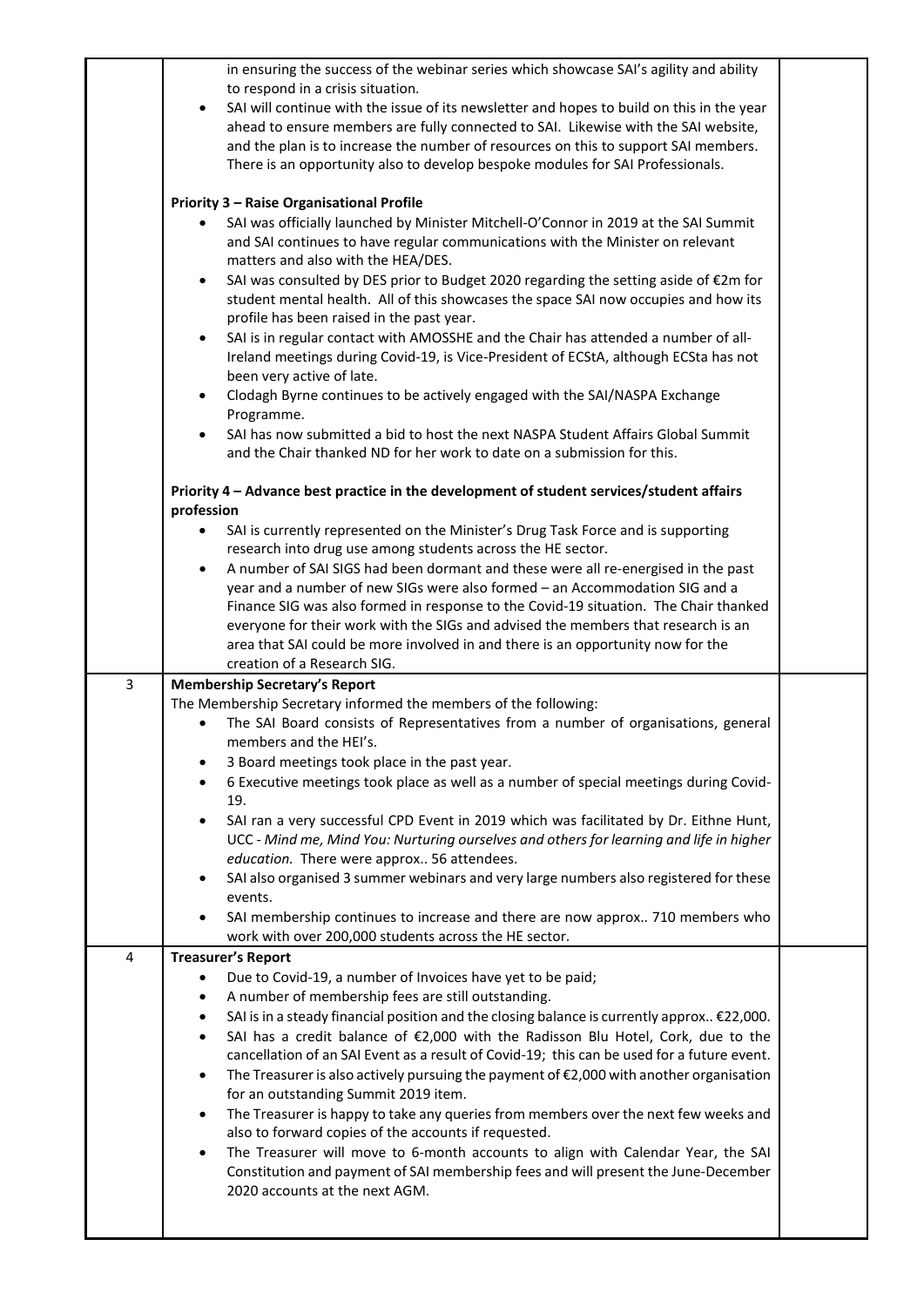|  |  |  |
|---|---|---|
|  | in ensuring the success of the webinar series which showcase SAI's agility and ability to respond in a crisis situation.<br>• SAI will continue with the issue of its newsletter and hopes to build on this in the year ahead to ensure members are fully connected to SAI. Likewise with the SAI website, and the plan is to increase the number of resources on this to support SAI members. There is an opportunity also to develop bespoke modules for SAI Professionals.<br><br>**Priority 3 – Raise Organisational Profile**<br>• SAI was officially launched by Minister Mitchell-O'Connor in 2019 at the SAI Summit and SAI continues to have regular communications with the Minister on relevant matters and also with the HEA/DES.<br>• SAI was consulted by DES prior to Budget 2020 regarding the setting aside of €2m for student mental health. All of this showcases the space SAI now occupies and how its profile has been raised in the past year.<br>• SAI is in regular contact with AMOSSHE and the Chair has attended a number of all-Ireland meetings during Covid-19, is Vice-President of ECStA, although ECSta has not been very active of late.<br>• Clodagh Byrne continues to be actively engaged with the SAI/NASPA Exchange Programme.<br>• SAI has now submitted a bid to host the next NASPA Student Affairs Global Summit and the Chair thanked ND for her work to date on a submission for this.<br><br>**Priority 4 – Advance best practice in the development of student services/student affairs profession**<br>• SAI is currently represented on the Minister's Drug Task Force and is supporting research into drug use among students across the HE sector.<br>• A number of SAI SIGS had been dormant and these were all re-energised in the past year and a number of new SIGs were also formed – an Accommodation SIG and a Finance SIG was also formed in response to the Covid-19 situation. The Chair thanked everyone for their work with the SIGs and advised the members that research is an area that SAI could be more involved in and there is an opportunity now for the creation of a Research SIG. |  |
| 3 | **Membership Secretary's Report**<br>The Membership Secretary informed the members of the following:<br>• The SAI Board consists of Representatives from a number of organisations, general members and the HEI's.<br>• 3 Board meetings took place in the past year.<br>• 6 Executive meetings took place as well as a number of special meetings during Covid-19.<br>• SAI ran a very successful CPD Event in 2019 which was facilitated by Dr. Eithne Hunt, UCC - *Mind me, Mind You: Nurturing ourselves and others for learning and life in higher education.* There were approx.. 56 attendees.<br>• SAI also organised 3 summer webinars and very large numbers also registered for these events.<br>• SAI membership continues to increase and there are now approx.. 710 members who work with over 200,000 students across the HE sector. |  |
| 4 | **Treasurer's Report**<br>• Due to Covid-19, a number of Invoices have yet to be paid;<br>• A number of membership fees are still outstanding.<br>• SAI is in a steady financial position and the closing balance is currently approx.. €22,000.<br>• SAI has a credit balance of €2,000 with the Radisson Blu Hotel, Cork, due to the cancellation of an SAI Event as a result of Covid-19; this can be used for a future event.<br>• The Treasurer is also actively pursuing the payment of €2,000 with another organisation for an outstanding Summit 2019 item.<br>• The Treasurer is happy to take any queries from members over the next few weeks and also to forward copies of the accounts if requested.<br>• The Treasurer will move to 6-month accounts to align with Calendar Year, the SAI Constitution and payment of SAI membership fees and will present the June-December 2020 accounts at the next AGM. |  |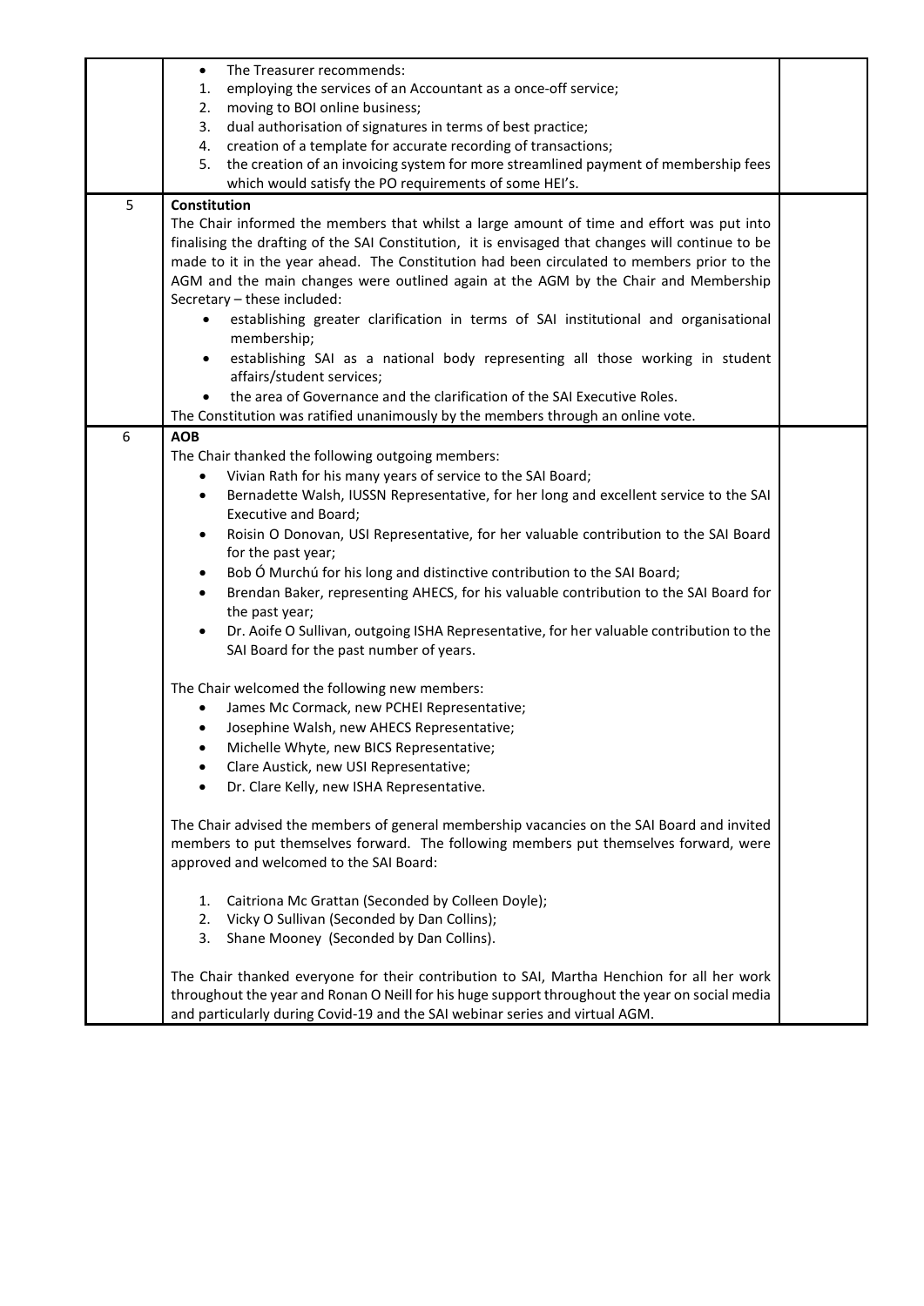| | | |
|---|---|---|
| | • The Treasurer recommends:<br>1. employing the services of an Accountant as a once-off service;<br>2. moving to BOI online business;<br>3. dual authorisation of signatures in terms of best practice;<br>4. creation of a template for accurate recording of transactions;<br>5. the creation of an invoicing system for more streamlined payment of membership fees which would satisfy the PO requirements of some HEI's. | |
| 5 | **Constitution**<br>The Chair informed the members that whilst a large amount of time and effort was put into finalising the drafting of the SAI Constitution, it is envisaged that changes will continue to be made to it in the year ahead. The Constitution had been circulated to members prior to the AGM and the main changes were outlined again at the AGM by the Chair and Membership Secretary – these included:<br>• establishing greater clarification in terms of SAI institutional and organisational membership;<br>• establishing SAI as a national body representing all those working in student affairs/student services;<br>• the area of Governance and the clarification of the SAI Executive Roles.<br>The Constitution was ratified unanimously by the members through an online vote. | |
| 6 | **AOB**<br>The Chair thanked the following outgoing members:<br>• Vivian Rath for his many years of service to the SAI Board;<br>• Bernadette Walsh, IUSSN Representative, for her long and excellent service to the SAI Executive and Board;<br>• Roisin O Donovan, USI Representative, for her valuable contribution to the SAI Board for the past year;<br>• Bob Ó Murchú for his long and distinctive contribution to the SAI Board;<br>• Brendan Baker, representing AHECS, for his valuable contribution to the SAI Board for the past year;<br>• Dr. Aoife O Sullivan, outgoing ISHA Representative, for her valuable contribution to the SAI Board for the past number of years.<br><br>The Chair welcomed the following new members:<br>• James Mc Cormack, new PCHEI Representative;<br>• Josephine Walsh, new AHECS Representative;<br>• Michelle Whyte, new BICS Representative;<br>• Clare Austick, new USI Representative;<br>• Dr. Clare Kelly, new ISHA Representative.<br><br>The Chair advised the members of general membership vacancies on the SAI Board and invited members to put themselves forward. The following members put themselves forward, were approved and welcomed to the SAI Board:<br><br>1. Caitriona Mc Grattan (Seconded by Colleen Doyle);<br>2. Vicky O Sullivan (Seconded by Dan Collins);<br>3. Shane Mooney (Seconded by Dan Collins).<br><br>The Chair thanked everyone for their contribution to SAI, Martha Henchion for all her work throughout the year and Ronan O Neill for his huge support throughout the year on social media and particularly during Covid-19 and the SAI webinar series and virtual AGM. | |